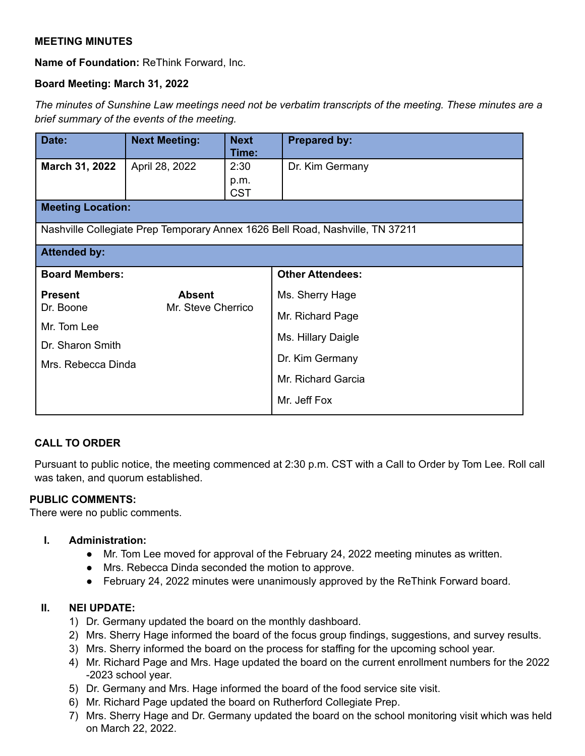**MEETING MINUTES**

**Name of Foundation:** ReThink Forward, Inc.

**Board Meeting: March 31, 2022**

*The minutes of Sunshine Law meetings need not be verbatim transcripts of the meeting. These minutes are a brief summary of the events of the meeting.*

| Date: | Next Meeting: | Next Time: | Prepared by: |
|---|---|---|---|
| **March 31, 2022** | April 28, 2022 | 2:30 p.m. CST | Dr. Kim Germany |
| **Meeting Location:** | | | |
| Nashville Collegiate Prep Temporary Annex 1626 Bell Road, Nashville, TN 37211 | | | |
| **Attended by:** | | | |

| Board Members: Present | Board Members: Absent | Other Attendees: |
|---|---|---|
| Dr. Boone | Mr. Steve Cherrico | Ms. Sherry Hage |
| Mr. Tom Lee | | Mr. Richard Page |
| Dr. Sharon Smith | | Ms. Hillary Daigle |
| Mrs. Rebecca Dinda | | Dr. Kim Germany |
| | | Mr. Richard Garcia |
| | | Mr. Jeff Fox |

**CALL TO ORDER**

Pursuant to public notice, the meeting commenced at 2:30 p.m. CST with a Call to Order by Tom Lee. Roll call was taken, and quorum established.

**PUBLIC COMMENTS:**
There were no public comments.

**I. Administration:**

- Mr. Tom Lee moved for approval of the February 24, 2022 meeting minutes as written.
- Mrs. Rebecca Dinda seconded the motion to approve.
- February 24, 2022 minutes were unanimously approved by the ReThink Forward board.

**II. NEI UPDATE:**

1) Dr. Germany updated the board on the monthly dashboard.
2) Mrs. Sherry Hage informed the board of the focus group findings, suggestions, and survey results.
3) Mrs. Sherry informed the board on the process for staffing for the upcoming school year.
4) Mr. Richard Page and Mrs. Hage updated the board on the current enrollment numbers for the 2022 -2023 school year.
5) Dr. Germany and Mrs. Hage informed the board of the food service site visit.
6) Mr. Richard Page updated the board on Rutherford Collegiate Prep.
7) Mrs. Sherry Hage and Dr. Germany updated the board on the school monitoring visit which was held on March 22, 2022.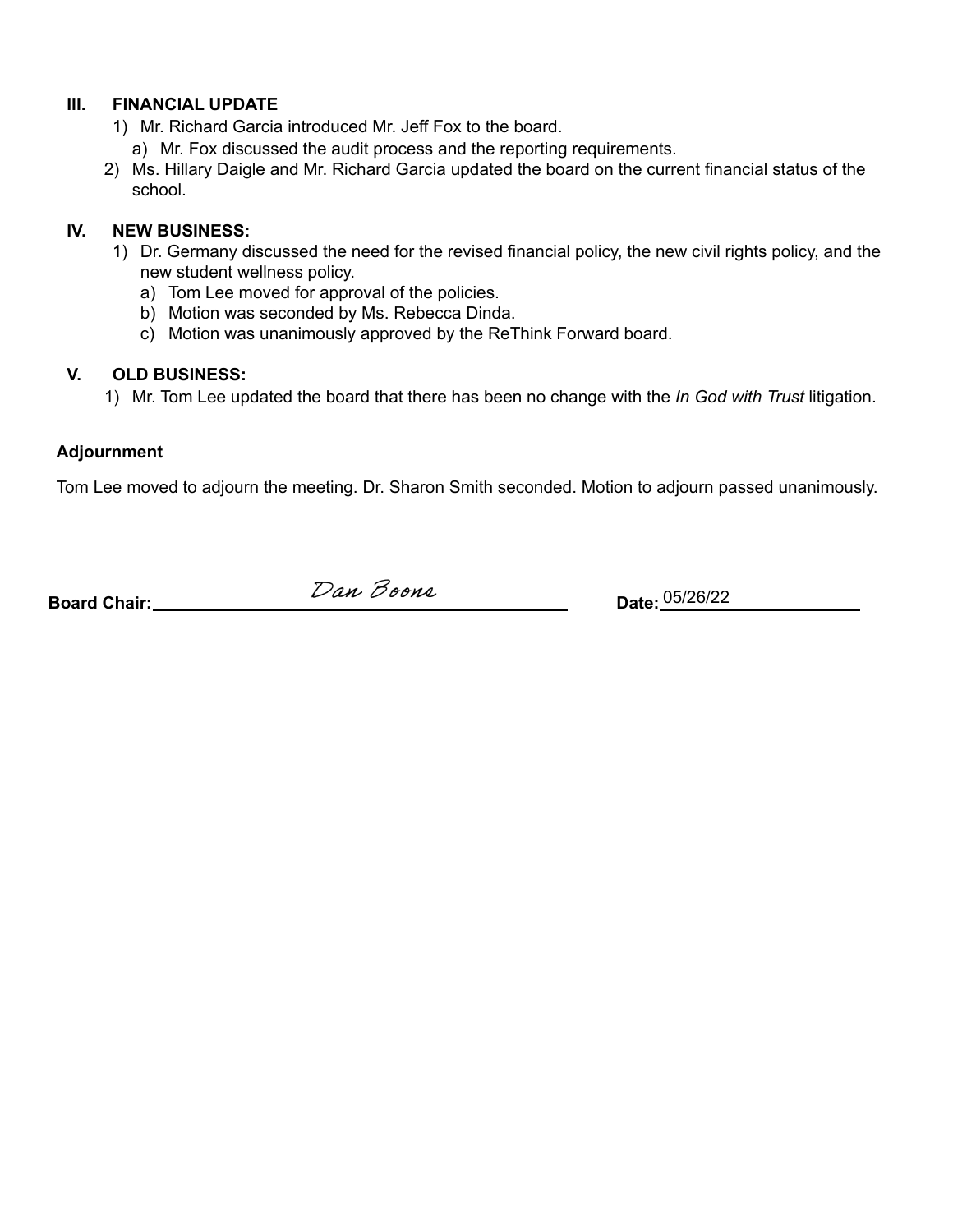### III. FINANCIAL UPDATE

1) Mr. Richard Garcia introduced Mr. Jeff Fox to the board.
   a) Mr. Fox discussed the audit process and the reporting requirements.
2) Ms. Hillary Daigle and Mr. Richard Garcia updated the board on the current financial status of the school.

### IV. NEW BUSINESS:

1) Dr. Germany discussed the need for the revised financial policy, the new civil rights policy, and the new student wellness policy.
   a) Tom Lee moved for approval of the policies.
   b) Motion was seconded by Ms. Rebecca Dinda.
   c) Motion was unanimously approved by the ReThink Forward board.

### V. OLD BUSINESS:

1) Mr. Tom Lee updated the board that there has been no change with the *In God with Trust* litigation.

### Adjournment

Tom Lee moved to adjourn the meeting. Dr. Sharon Smith seconded. Motion to adjourn passed unanimously.

**Board Chair:** Dan Boone **Date:** 05/26/22